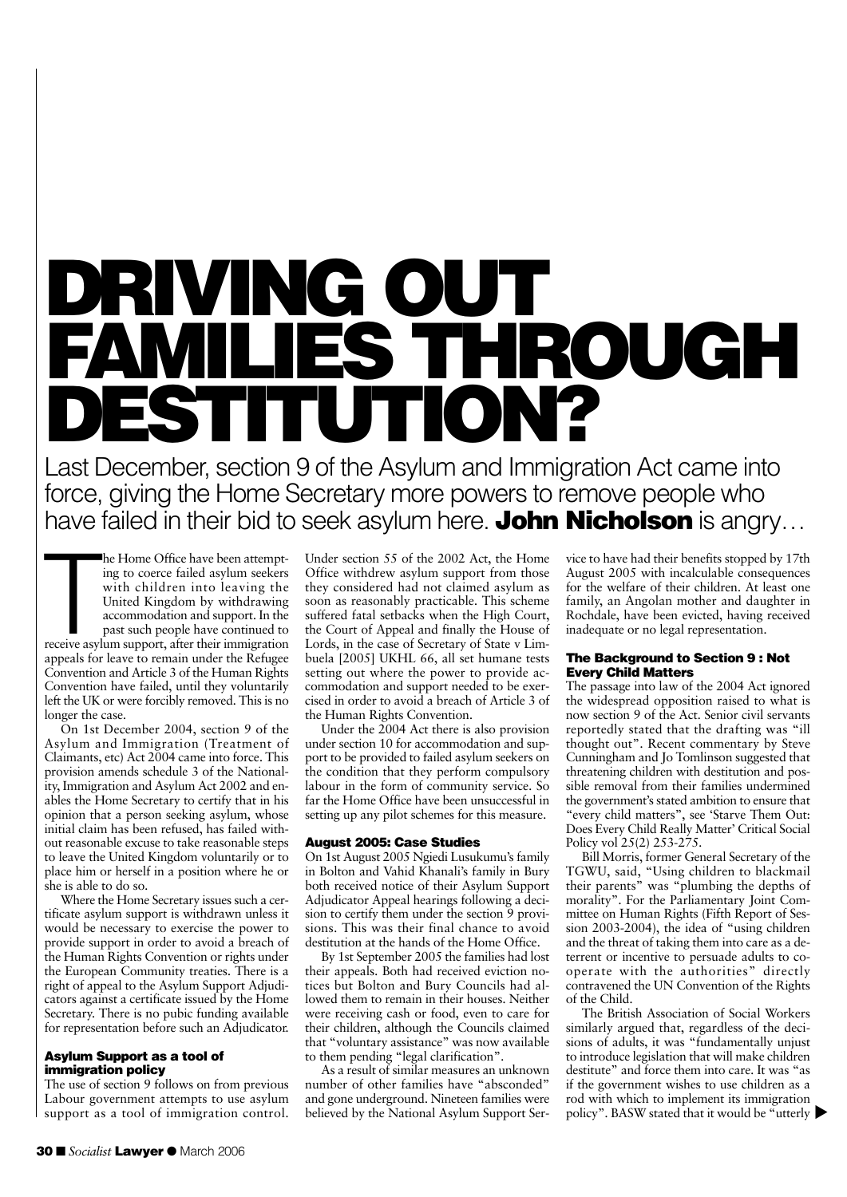# DRIVING OUT FAMILIES THROUGH DESTITUTION?

Last December, section 9 of the Asylum and Immigration Act came into force, giving the Home Secretary more powers to remove people who have failed in their bid to seek asylum here. **John Nicholson** is angry…

The Home Office have been attempting to coerce failed asylum seekers with children into leaving the United Kingdom by withdrawing accommodation and support. In the past such people have continued to receive asylum support, after their immigration appeals for leave to remain under the Refugee Convention and Article 3 of the Human Rights Convention have failed, until they voluntarily left the UK or were forcibly removed. This is no longer the case.

On 1st December 2004, section 9 of the Asylum and Immigration (Treatment of Claimants, etc) Act 2004 came into force. This provision amends schedule 3 of the Nationality, Immigration and Asylum Act 2002 and enables the Home Secretary to certify that in his opinion that a person seeking asylum, whose initial claim has been refused, has failed without reasonable excuse to take reasonable steps to leave the United Kingdom voluntarily or to place him or herself in a position where he or she is able to do so.

Where the Home Secretary issues such a certificate asylum support is withdrawn unless it would be necessary to exercise the power to provide support in order to avoid a breach of the Human Rights Convention or rights under the European Community treaties. There is a right of appeal to the Asylum Support Adjudicators against a certificate issued by the Home Secretary. There is no pubic funding available for representation before such an Adjudicator.

### Asylum Support as a tool of immigration policy

The use of section 9 follows on from previous Labour government attempts to use asylum support as a tool of immigration control. Under section 55 of the 2002 Act, the Home Office withdrew asylum support from those they considered had not claimed asylum as soon as reasonably practicable. This scheme suffered fatal setbacks when the High Court, the Court of Appeal and finally the House of Lords, in the case of Secretary of State v Limbuela [2005] UKHL 66, all set humane tests setting out where the power to provide accommodation and support needed to be exercised in order to avoid a breach of Article 3 of the Human Rights Convention.

Under the 2004 Act there is also provision under section 10 for accommodation and support to be provided to failed asylum seekers on the condition that they perform compulsory labour in the form of community service. So far the Home Office have been unsuccessful in setting up any pilot schemes for this measure.

### August 2005: Case Studies

On 1st August 2005 Ngiedi Lusukumu's family in Bolton and Vahid Khanali's family in Bury both received notice of their Asylum Support Adjudicator Appeal hearings following a decision to certify them under the section 9 provisions. This was their final chance to avoid destitution at the hands of the Home Office.

By 1st September 2005 the families had lost their appeals. Both had received eviction notices but Bolton and Bury Councils had allowed them to remain in their houses. Neither were receiving cash or food, even to care for their children, although the Councils claimed that "voluntary assistance" was now available to them pending "legal clarification".

As a result of similar measures an unknown number of other families have "absconded" and gone underground. Nineteen families were believed by the National Asylum Support Service to have had their benefits stopped by 17th August 2005 with incalculable consequences for the welfare of their children. At least one family, an Angolan mother and daughter in Rochdale, have been evicted, having received inadequate or no legal representation.

### The Background to Section 9 : Not Every Child Matters

The passage into law of the 2004 Act ignored the widespread opposition raised to what is now section 9 of the Act. Senior civil servants reportedly stated that the drafting was "ill thought out". Recent commentary by Steve Cunningham and Jo Tomlinson suggested that threatening children with destitution and possible removal from their families undermined the government's stated ambition to ensure that "every child matters", see 'Starve Them Out: Does Every Child Really Matter' Critical Social Policy vol 25(2) 253-275.

Bill Morris, former General Secretary of the TGWU, said, "Using children to blackmail their parents" was "plumbing the depths of morality". For the Parliamentary Joint Committee on Human Rights (Fifth Report of Session 2003-2004), the idea of "using children and the threat of taking them into care as a deterrent or incentive to persuade adults to co-operate with the authorities" directly contravened the UN Convention of the Rights of the Child.

The British Association of Social Workers similarly argued that, regardless of the decisions of adults, it was "fundamentally unjust to introduce legislation that will make children destitute" and force them into care. It was "as if the government wishes to use children as a rod with which to implement its immigration policy". BASW stated that it would be "utterly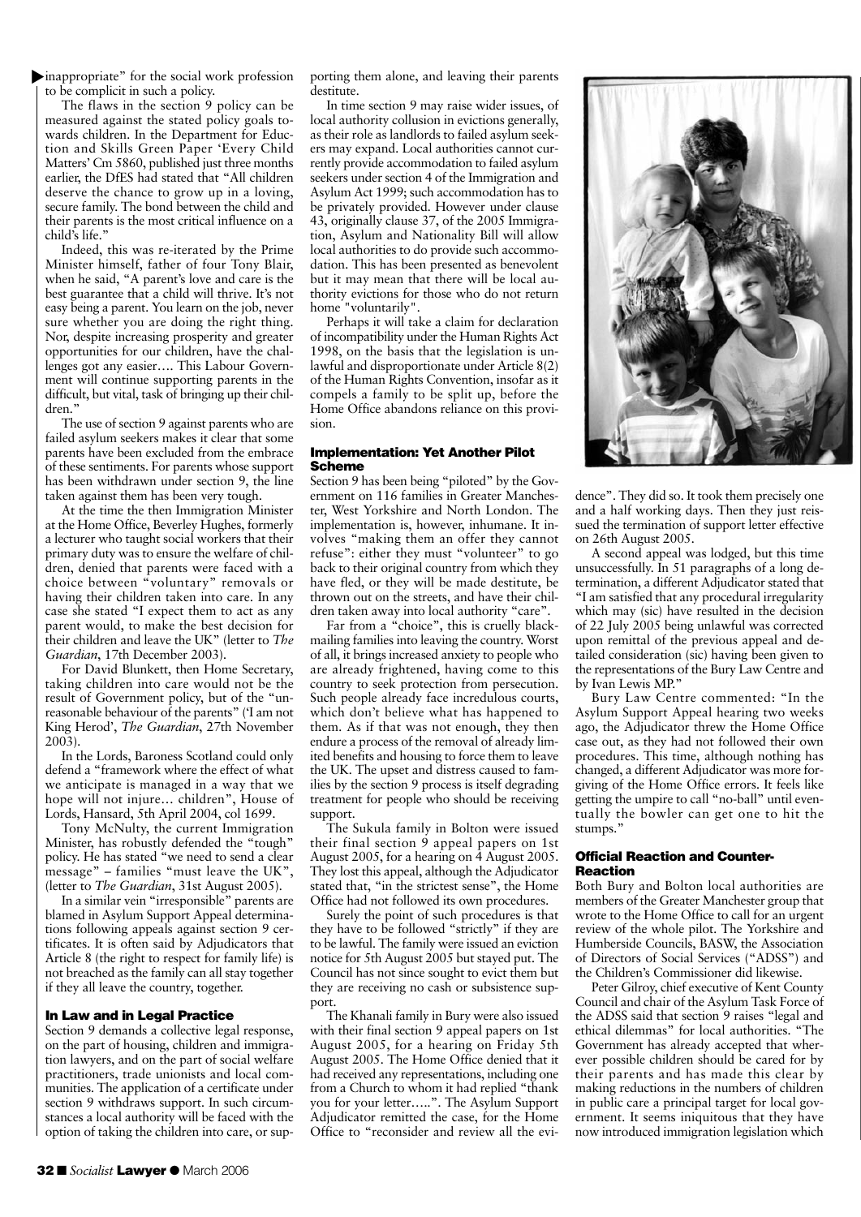inappropriate" for the social work profession to be complicit in such a policy.

The flaws in the section 9 policy can be measured against the stated policy goals towards children. In the Department for Education and Skills Green Paper 'Every Child Matters' Cm 5860, published just three months earlier, the DfES had stated that "All children deserve the chance to grow up in a loving, secure family. The bond between the child and their parents is the most critical influence on a child's life."

Indeed, this was re-iterated by the Prime Minister himself, father of four Tony Blair, when he said, "A parent's love and care is the best guarantee that a child will thrive. It's not easy being a parent. You learn on the job, never sure whether you are doing the right thing. Nor, despite increasing prosperity and greater opportunities for our children, have the challenges got any easier…. This Labour Government will continue supporting parents in the difficult, but vital, task of bringing up their children."

The use of section 9 against parents who are failed asylum seekers makes it clear that some parents have been excluded from the embrace of these sentiments. For parents whose support has been withdrawn under section 9, the line taken against them has been very tough.

At the time the then Immigration Minister at the Home Office, Beverley Hughes, formerly a lecturer who taught social workers that their primary duty was to ensure the welfare of children, denied that parents were faced with a choice between "voluntary" removals or having their children taken into care. In any case she stated "I expect them to act as any parent would, to make the best decision for their children and leave the UK" (letter to *The Guardian*, 17th December 2003).

For David Blunkett, then Home Secretary, taking children into care would not be the result of Government policy, but of the "unreasonable behaviour of the parents" ('I am not King Herod', *The Guardian*, 27th November 2003).

In the Lords, Baroness Scotland could only defend a "framework where the effect of what we anticipate is managed in a way that we hope will not injure… children", House of Lords, Hansard, 5th April 2004, col 1699.

Tony McNulty, the current Immigration Minister, has robustly defended the "tough" policy. He has stated "we need to send a clear message" – families "must leave the UK", (letter to *The Guardian*, 31st August 2005).

In a similar vein "irresponsible" parents are blamed in Asylum Support Appeal determinations following appeals against section 9 certificates. It is often said by Adjudicators that Article 8 (the right to respect for family life) is not breached as the family can all stay together if they all leave the country, together.

## In Law and in Legal Practice

Section 9 demands a collective legal response, on the part of housing, children and immigration lawyers, and on the part of social welfare practitioners, trade unionists and local communities. The application of a certificate under section 9 withdraws support. In such circumstances a local authority will be faced with the option of taking the children into care, or supporting them alone, and leaving their parents destitute.

In time section 9 may raise wider issues, of local authority collusion in evictions generally, as their role as landlords to failed asylum seekers may expand. Local authorities cannot currently provide accommodation to failed asylum seekers under section 4 of the Immigration and Asylum Act 1999; such accommodation has to be privately provided. However under clause 43, originally clause 37, of the 2005 Immigration, Asylum and Nationality Bill will allow local authorities to do provide such accommodation. This has been presented as benevolent but it may mean that there will be local authority evictions for those who do not return home "voluntarily".

Perhaps it will take a claim for declaration of incompatibility under the Human Rights Act 1998, on the basis that the legislation is unlawful and disproportionate under Article 8(2) of the Human Rights Convention, insofar as it compels a family to be split up, before the Home Office abandons reliance on this provision.

## Implementation: Yet Another Pilot Scheme

Section 9 has been being "piloted" by the Government on 116 families in Greater Manchester, West Yorkshire and North London. The implementation is, however, inhumane. It involves "making them an offer they cannot refuse": either they must "volunteer" to go back to their original country from which they have fled, or they will be made destitute, be thrown out on the streets, and have their children taken away into local authority "care".

Far from a "choice", this is cruelly blackmailing families into leaving the country. Worst of all, it brings increased anxiety to people who are already frightened, having come to this country to seek protection from persecution. Such people already face incredulous courts, which don't believe what has happened to them. As if that was not enough, they then endure a process of the removal of already limited benefits and housing to force them to leave the UK. The upset and distress caused to families by the section 9 process is itself degrading treatment for people who should be receiving support.

The Sukula family in Bolton were issued their final section 9 appeal papers on 1st August 2005, for a hearing on 4 August 2005. They lost this appeal, although the Adjudicator stated that, "in the strictest sense", the Home Office had not followed its own procedures.

Surely the point of such procedures is that they have to be followed "strictly" if they are to be lawful. The family were issued an eviction notice for 5th August 2005 but stayed put. The Council has not since sought to evict them but they are receiving no cash or subsistence support.

The Khanali family in Bury were also issued with their final section 9 appeal papers on 1st August 2005, for a hearing on Friday 5th August 2005. The Home Office denied that it had received any representations, including one from a Church to whom it had replied "thank you for your letter…..". The Asylum Support Adjudicator remitted the case, for the Home Office to "reconsider and review all the evidence". They did so. It took them precisely one and a half working days. Then they just reissued the termination of support letter effective on 26th August 2005.

A second appeal was lodged, but this time unsuccessfully. In 51 paragraphs of a long determination, a different Adjudicator stated that "I am satisfied that any procedural irregularity which may (sic) have resulted in the decision of 22 July 2005 being unlawful was corrected upon remittal of the previous appeal and detailed consideration (sic) having been given to the representations of the Bury Law Centre and by Ivan Lewis MP."

Bury Law Centre commented: "In the Asylum Support Appeal hearing two weeks ago, the Adjudicator threw the Home Office case out, as they had not followed their own procedures. This time, although nothing has changed, a different Adjudicator was more forgiving of the Home Office errors. It feels like getting the umpire to call "no-ball" until eventually the bowler can get one to hit the stumps."

## Official Reaction and Counter-Reaction

Both Bury and Bolton local authorities are members of the Greater Manchester group that wrote to the Home Office to call for an urgent review of the whole pilot. The Yorkshire and Humberside Councils, BASW, the Association of Directors of Social Services ("ADSS") and the Children's Commissioner did likewise.

Peter Gilroy, chief executive of Kent County Council and chair of the Asylum Task Force of the ADSS said that section 9 raises "legal and ethical dilemmas" for local authorities. "The Government has already accepted that wherever possible children should be cared for by their parents and has made this clear by making reductions in the numbers of children in public care a principal target for local government. It seems iniquitous that they have now introduced immigration legislation which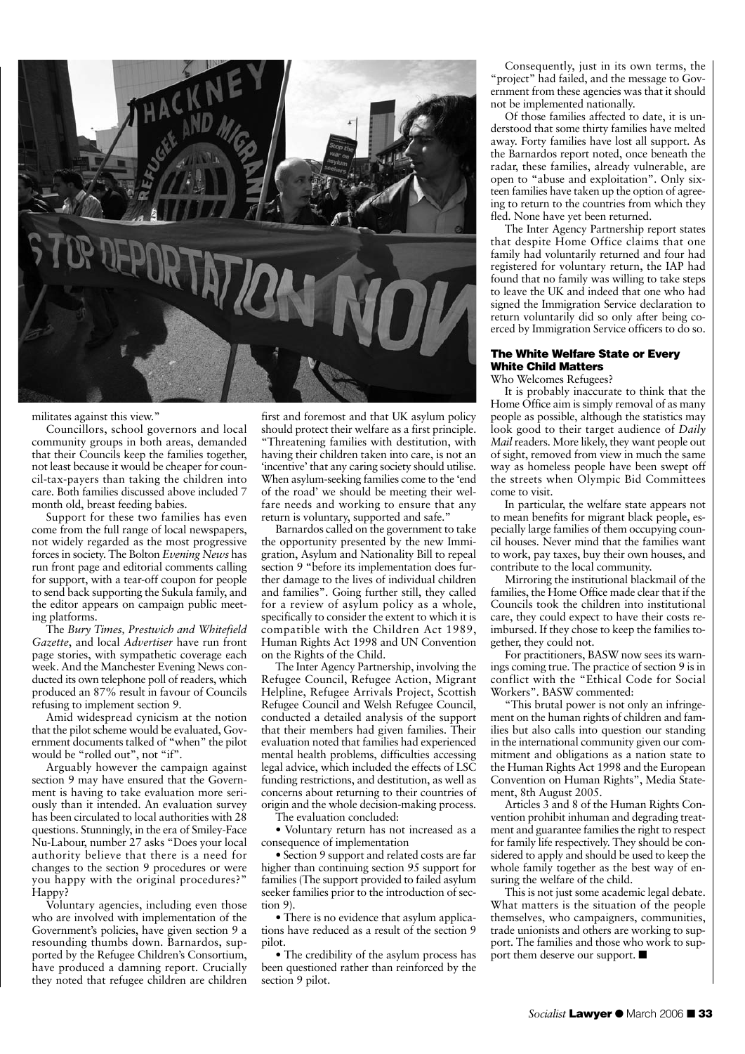militates against this view."

Councillors, school governors and local community groups in both areas, demanded that their Councils keep the families together, not least because it would be cheaper for council-tax-payers than taking the children into care. Both families discussed above included 7 month old, breast feeding babies.

Support for these two families has even come from the full range of local newspapers, not widely regarded as the most progressive forces in society. The Bolton *Evening News* has run front page and editorial comments calling for support, with a tear-off coupon for people to send back supporting the Sukula family, and the editor appears on campaign public meeting platforms.

The *Bury Times, Prestwich and Whitefield Gazette*, and local *Advertiser* have run front page stories, with sympathetic coverage each week. And the Manchester Evening News conducted its own telephone poll of readers, which produced an 87% result in favour of Councils refusing to implement section 9.

Amid widespread cynicism at the notion that the pilot scheme would be evaluated, Government documents talked of "when" the pilot would be "rolled out", not "if".

Arguably however the campaign against section 9 may have ensured that the Government is having to take evaluation more seriously than it intended. An evaluation survey has been circulated to local authorities with 28 questions. Stunningly, in the era of Smiley-Face Nu-Labour, number 27 asks "Does your local authority believe that there is a need for changes to the section 9 procedures or were you happy with the original procedures?" Happy?

Voluntary agencies, including even those who are involved with implementation of the Government's policies, have given section 9 a resounding thumbs down. Barnardos, supported by the Refugee Children's Consortium, have produced a damning report. Crucially they noted that refugee children are children first and foremost and that UK asylum policy should protect their welfare as a first principle. "Threatening families with destitution, with having their children taken into care, is not an 'incentive' that any caring society should utilise. When asylum-seeking families come to the 'end of the road' we should be meeting their welfare needs and working to ensure that any return is voluntary, supported and safe."

Barnardos called on the government to take the opportunity presented by the new Immigration, Asylum and Nationality Bill to repeal section 9 "before its implementation does further damage to the lives of individual children and families". Going further still, they called for a review of asylum policy as a whole, specifically to consider the extent to which it is compatible with the Children Act 1989, Human Rights Act 1998 and UN Convention on the Rights of the Child.

The Inter Agency Partnership, involving the Refugee Council, Refugee Action, Migrant Helpline, Refugee Arrivals Project, Scottish Refugee Council and Welsh Refugee Council, conducted a detailed analysis of the support that their members had given families. Their evaluation noted that families had experienced mental health problems, difficulties accessing legal advice, which included the effects of LSC funding restrictions, and destitution, as well as concerns about returning to their countries of origin and the whole decision-making process.

The evaluation concluded:

- Voluntary return has not increased as a consequence of implementation
- Section 9 support and related costs are far higher than continuing section 95 support for families (The support provided to failed asylum seeker families prior to the introduction of section 9).
- There is no evidence that asylum applications have reduced as a result of the section 9 pilot.
- The credibility of the asylum process has been questioned rather than reinforced by the section 9 pilot.

Consequently, just in its own terms, the "project" had failed, and the message to Government from these agencies was that it should not be implemented nationally.

Of those families affected to date, it is understood that some thirty families have melted away. Forty families have lost all support. As the Barnardos report noted, once beneath the radar, these families, already vulnerable, are open to "abuse and exploitation". Only sixteen families have taken up the option of agreeing to return to the countries from which they fled. None have yet been returned.

The Inter Agency Partnership report states that despite Home Office claims that one family had voluntarily returned and four had registered for voluntary return, the IAP had found that no family was willing to take steps to leave the UK and indeed that one who had signed the Immigration Service declaration to return voluntarily did so only after being coerced by Immigration Service officers to do so.

### The White Welfare State or Every White Child Matters

Who Welcomes Refugees?

It is probably inaccurate to think that the Home Office aim is simply removal of as many people as possible, although the statistics may look good to their target audience of *Daily Mail* readers. More likely, they want people out of sight, removed from view in much the same way as homeless people have been swept off the streets when Olympic Bid Committees come to visit.

In particular, the welfare state appears not to mean benefits for migrant black people, especially large families of them occupying council houses. Never mind that the families want to work, pay taxes, buy their own houses, and contribute to the local community.

Mirroring the institutional blackmail of the families, the Home Office made clear that if the Councils took the children into institutional care, they could expect to have their costs reimbursed. If they chose to keep the families together, they could not.

For practitioners, BASW now sees its warnings coming true. The practice of section 9 is in conflict with the "Ethical Code for Social Workers". BASW commented:

"This brutal power is not only an infringement on the human rights of children and families but also calls into question our standing in the international community given our commitment and obligations as a nation state to the Human Rights Act 1998 and the European Convention on Human Rights", Media Statement, 8th August 2005.

Articles 3 and 8 of the Human Rights Convention prohibit inhuman and degrading treatment and guarantee families the right to respect for family life respectively. They should be considered to apply and should be used to keep the whole family together as the best way of ensuring the welfare of the child.

This is not just some academic legal debate. What matters is the situation of the people themselves, who campaigners, communities, trade unionists and others are working to support. The families and those who work to support them deserve our support. ■